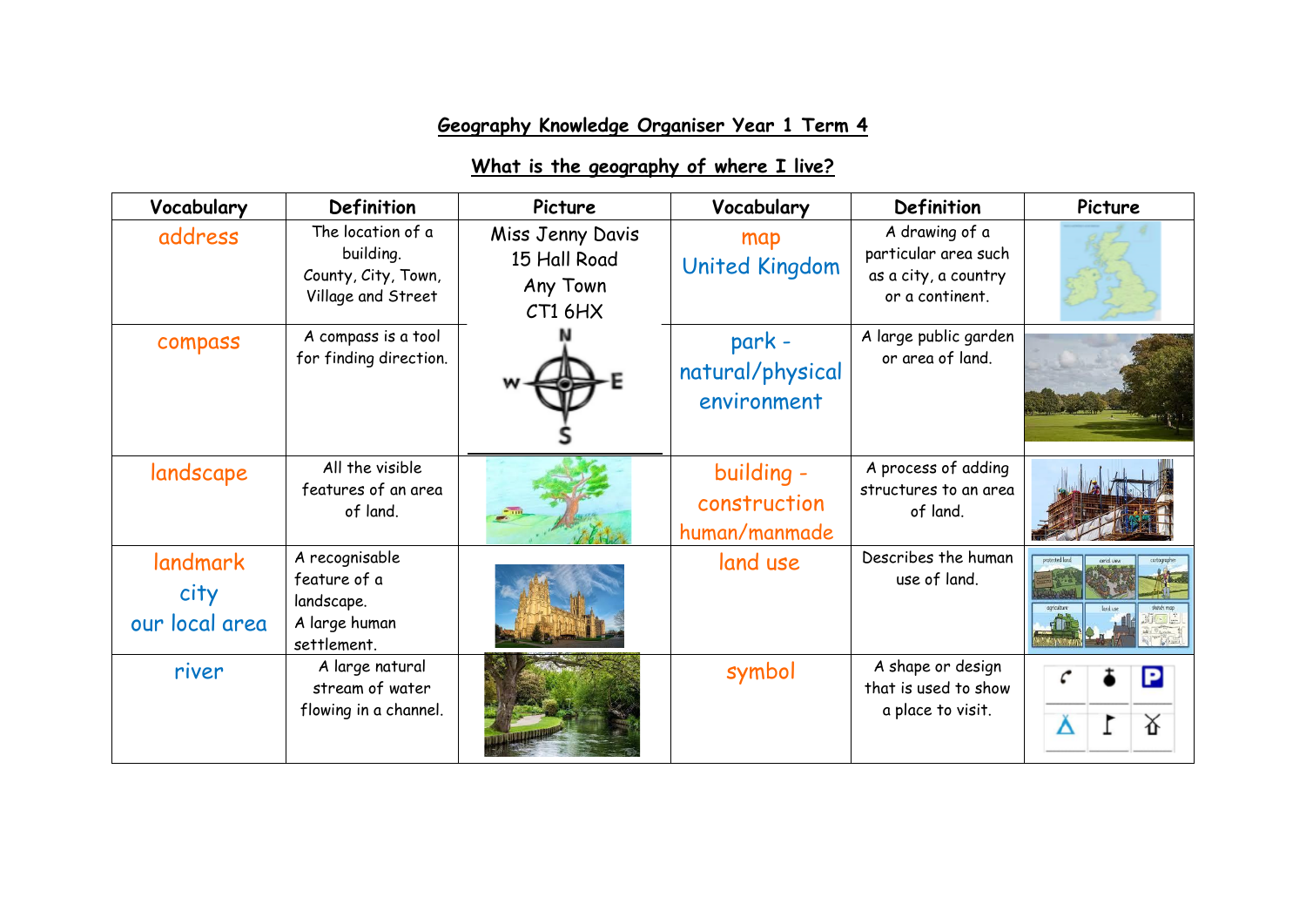## Geography Knowledge Organiser Year 1 Term 4

## What is the geography of where I live?

| Vocabulary | Definition | Picture | Vocabulary | Definition | Picture |
|---|---|---|---|---|---|
| address | The location of a building. County, City, Town, Village and Street | Miss Jenny Davis<br>15 Hall Road<br>Any Town<br>CT1 6HX | map<br>United Kingdom | A drawing of a particular area such as a city, a country or a continent. | |
| compass | A compass is a tool for finding direction. | N<br>W E<br>S | park - natural/physical environment | A large public garden or area of land. | |
| landscape | All the visible features of an area of land. | | building - construction human/manmade | A process of adding structures to an area of land. | |
| landmark<br>city<br>our local area | A recognisable feature of a landscape.<br>A large human settlement. | | land use | Describes the human use of land. | |
| river | A large natural stream of water flowing in a channel. | | symbol | A shape or design that is used to show a place to visit. | |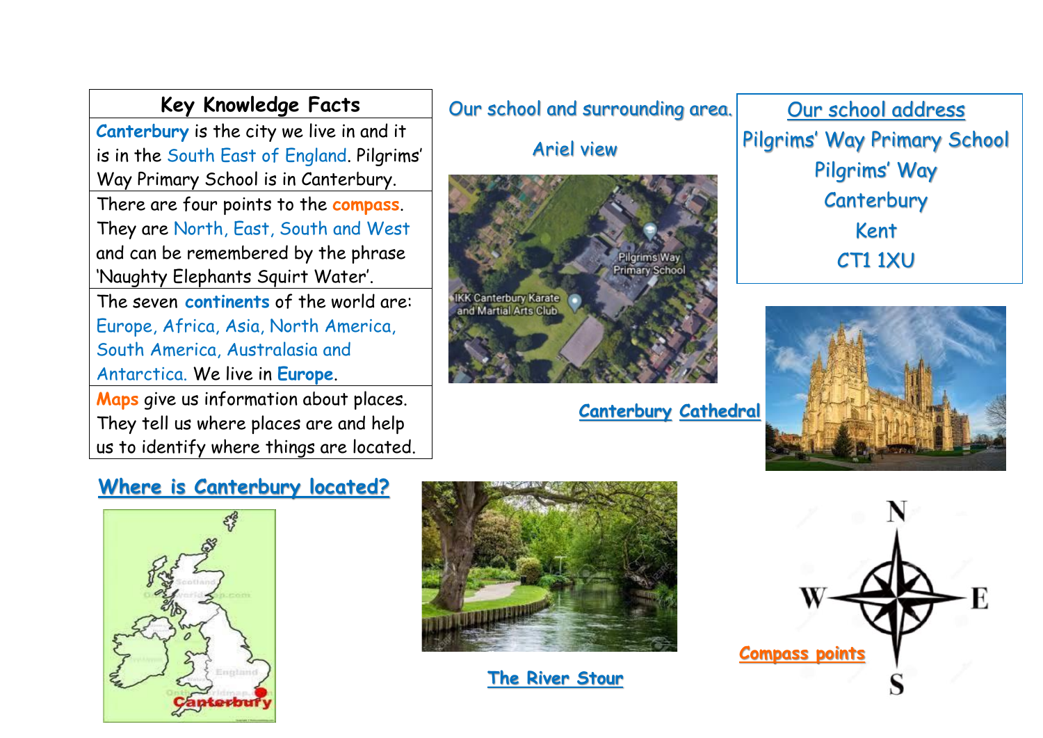| Key Knowledge Facts |
| --- |
| Canterbury is the city we live in and it is in the South East of England. Pilgrims' Way Primary School is in Canterbury. |
| There are four points to the compass. They are North, East, South and West and can be remembered by the phrase 'Naughty Elephants Squirt Water'. |
| The seven continents of the world are: Europe, Africa, Asia, North America, South America, Australasia and Antarctica. We live in Europe. |
| Maps give us information about places. They tell us where places are and help us to identify where things are located. |

Our school and surrounding area.

Ariel view

Pilgrims Way Primary School

IKK Canterbury Karate and Martial Arts Club

**Our school address**

Pilgrims' Way Primary School
Pilgrims' Way
Canterbury
Kent
CT1 1XU

**Canterbury Cathedral**

**Where is Canterbury located?**

Scotland

England

Canterbury

**The River Stour**

N

W

E

S

**Compass points**